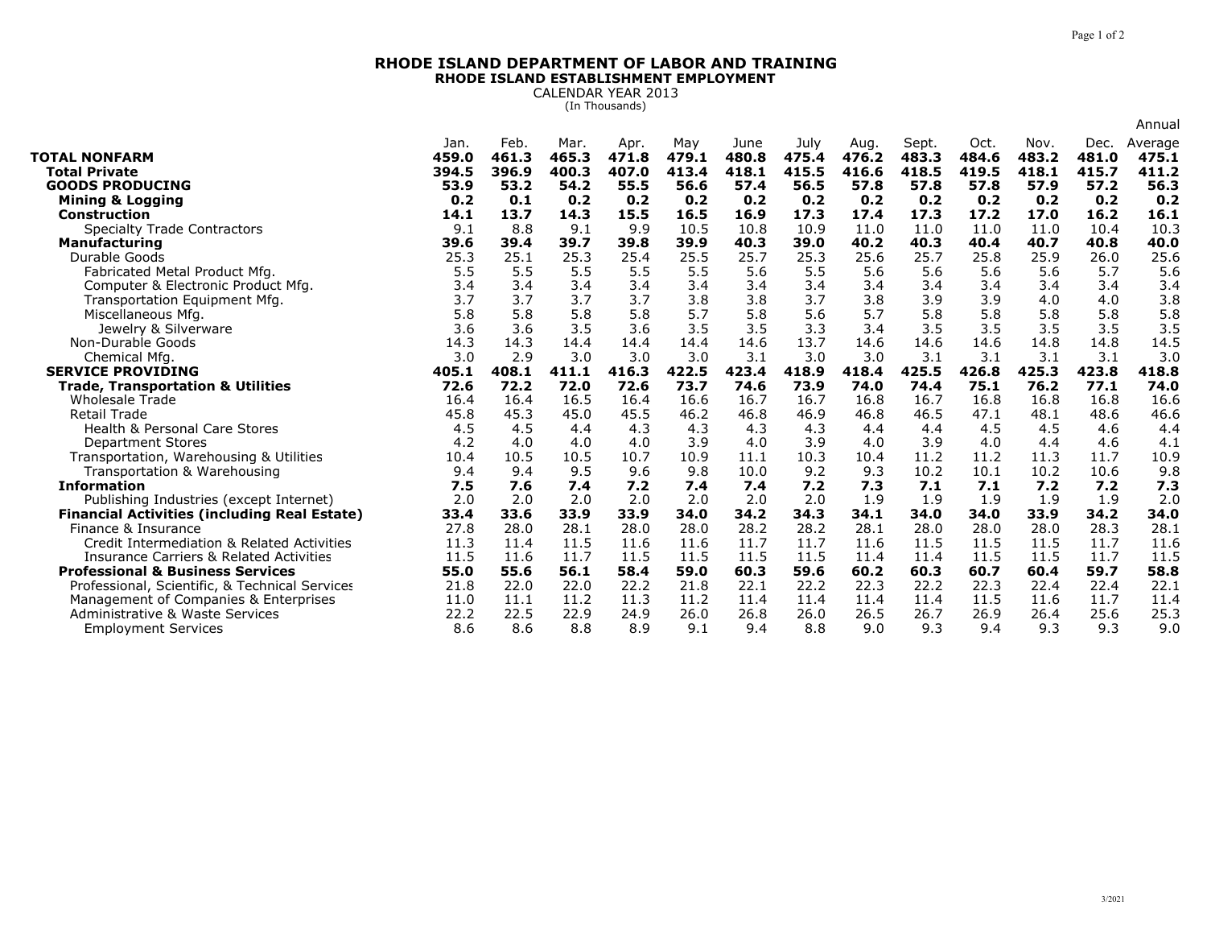# RHODE ISLAND DEPARTMENT OF LABOR AND TRAINING

## RHODE ISLAND ESTABLISHMENT EMPLOYMENT

CALENDAR YEAR 2013
(In Thousands)

| | Jan. | Feb. | Mar. | Apr. | May | June | July | Aug. | Sept. | Oct. | Nov. | Dec. | Annual Average |
|---|---|---|---|---|---|---|---|---|---|---|---|---|---|
| **TOTAL NONFARM** | **459.0** | **461.3** | **465.3** | **471.8** | **479.1** | **480.8** | **475.4** | **476.2** | **483.3** | **484.6** | **483.2** | **481.0** | **475.1** |
| **Total Private** | **394.5** | **396.9** | **400.3** | **407.0** | **413.4** | **418.1** | **415.5** | **416.6** | **418.5** | **419.5** | **418.1** | **415.7** | **411.2** |
| **GOODS PRODUCING** | **53.9** | **53.2** | **54.2** | **55.5** | **56.6** | **57.4** | **56.5** | **57.8** | **57.8** | **57.8** | **57.9** | **57.2** | **56.3** |
| **Mining & Logging** | **0.2** | **0.1** | **0.2** | **0.2** | **0.2** | **0.2** | **0.2** | **0.2** | **0.2** | **0.2** | **0.2** | **0.2** | **0.2** |
| **Construction** | **14.1** | **13.7** | **14.3** | **15.5** | **16.5** | **16.9** | **17.3** | **17.4** | **17.3** | **17.2** | **17.0** | **16.2** | **16.1** |
| Specialty Trade Contractors | 9.1 | 8.8 | 9.1 | 9.9 | 10.5 | 10.8 | 10.9 | 11.0 | 11.0 | 11.0 | 11.0 | 10.4 | 10.3 |
| **Manufacturing** | **39.6** | **39.4** | **39.7** | **39.8** | **39.9** | **40.3** | **39.0** | **40.2** | **40.3** | **40.4** | **40.7** | **40.8** | **40.0** |
| Durable Goods | 25.3 | 25.1 | 25.3 | 25.4 | 25.5 | 25.7 | 25.3 | 25.6 | 25.7 | 25.8 | 25.9 | 26.0 | 25.6 |
| Fabricated Metal Product Mfg. | 5.5 | 5.5 | 5.5 | 5.5 | 5.5 | 5.6 | 5.5 | 5.6 | 5.6 | 5.6 | 5.6 | 5.7 | 5.6 |
| Computer & Electronic Product Mfg. | 3.4 | 3.4 | 3.4 | 3.4 | 3.4 | 3.4 | 3.4 | 3.4 | 3.4 | 3.4 | 3.4 | 3.4 | 3.4 |
| Transportation Equipment Mfg. | 3.7 | 3.7 | 3.7 | 3.7 | 3.8 | 3.8 | 3.7 | 3.8 | 3.9 | 3.9 | 4.0 | 4.0 | 3.8 |
| Miscellaneous Mfg. | 5.8 | 5.8 | 5.8 | 5.8 | 5.7 | 5.8 | 5.6 | 5.7 | 5.8 | 5.8 | 5.8 | 5.8 | 5.8 |
| Jewelry & Silverware | 3.6 | 3.6 | 3.5 | 3.6 | 3.5 | 3.5 | 3.3 | 3.4 | 3.5 | 3.5 | 3.5 | 3.5 | 3.5 |
| Non-Durable Goods | 14.3 | 14.3 | 14.4 | 14.4 | 14.4 | 14.6 | 13.7 | 14.6 | 14.6 | 14.6 | 14.8 | 14.8 | 14.5 |
| Chemical Mfg. | 3.0 | 2.9 | 3.0 | 3.0 | 3.0 | 3.1 | 3.0 | 3.0 | 3.1 | 3.1 | 3.1 | 3.1 | 3.0 |
| **SERVICE PROVIDING** | **405.1** | **408.1** | **411.1** | **416.3** | **422.5** | **423.4** | **418.9** | **418.4** | **425.5** | **426.8** | **425.3** | **423.8** | **418.8** |
| **Trade, Transportation & Utilities** | **72.6** | **72.2** | **72.0** | **72.6** | **73.7** | **74.6** | **73.9** | **74.0** | **74.4** | **75.1** | **76.2** | **77.1** | **74.0** |
| Wholesale Trade | 16.4 | 16.4 | 16.5 | 16.4 | 16.6 | 16.7 | 16.7 | 16.8 | 16.7 | 16.8 | 16.8 | 16.8 | 16.6 |
| Retail Trade | 45.8 | 45.3 | 45.0 | 45.5 | 46.2 | 46.8 | 46.9 | 46.8 | 46.5 | 47.1 | 48.1 | 48.6 | 46.6 |
| Health & Personal Care Stores | 4.5 | 4.5 | 4.4 | 4.3 | 4.3 | 4.3 | 4.3 | 4.4 | 4.4 | 4.5 | 4.5 | 4.6 | 4.4 |
| Department Stores | 4.2 | 4.0 | 4.0 | 4.0 | 3.9 | 4.0 | 3.9 | 4.0 | 3.9 | 4.0 | 4.4 | 4.6 | 4.1 |
| Transportation, Warehousing & Utilities | 10.4 | 10.5 | 10.5 | 10.7 | 10.9 | 11.1 | 10.3 | 10.4 | 11.2 | 11.2 | 11.3 | 11.7 | 10.9 |
| Transportation & Warehousing | 9.4 | 9.4 | 9.5 | 9.6 | 9.8 | 10.0 | 9.2 | 9.3 | 10.2 | 10.1 | 10.2 | 10.6 | 9.8 |
| **Information** | **7.5** | **7.6** | **7.4** | **7.2** | **7.4** | **7.4** | **7.2** | **7.3** | **7.1** | **7.1** | **7.2** | **7.2** | **7.3** |
| Publishing Industries (except Internet) | 2.0 | 2.0 | 2.0 | 2.0 | 2.0 | 2.0 | 2.0 | 1.9 | 1.9 | 1.9 | 1.9 | 1.9 | 2.0 |
| **Financial Activities (including Real Estate)** | **33.4** | **33.6** | **33.9** | **33.9** | **34.0** | **34.2** | **34.3** | **34.1** | **34.0** | **34.0** | **33.9** | **34.2** | **34.0** |
| Finance & Insurance | 27.8 | 28.0 | 28.1 | 28.0 | 28.0 | 28.2 | 28.2 | 28.1 | 28.0 | 28.0 | 28.0 | 28.3 | 28.1 |
| Credit Intermediation & Related Activities | 11.3 | 11.4 | 11.5 | 11.6 | 11.6 | 11.7 | 11.7 | 11.6 | 11.5 | 11.5 | 11.5 | 11.7 | 11.6 |
| Insurance Carriers & Related Activities | 11.5 | 11.6 | 11.7 | 11.5 | 11.5 | 11.5 | 11.5 | 11.4 | 11.4 | 11.5 | 11.5 | 11.7 | 11.5 |
| **Professional & Business Services** | **55.0** | **55.6** | **56.1** | **58.4** | **59.0** | **60.3** | **59.6** | **60.2** | **60.3** | **60.7** | **60.4** | **59.7** | **58.8** |
| Professional, Scientific, & Technical Services | 21.8 | 22.0 | 22.0 | 22.2 | 21.8 | 22.1 | 22.2 | 22.3 | 22.2 | 22.3 | 22.4 | 22.4 | 22.1 |
| Management of Companies & Enterprises | 11.0 | 11.1 | 11.2 | 11.3 | 11.2 | 11.4 | 11.4 | 11.4 | 11.4 | 11.5 | 11.6 | 11.7 | 11.4 |
| Administrative & Waste Services | 22.2 | 22.5 | 22.9 | 24.9 | 26.0 | 26.8 | 26.0 | 26.5 | 26.7 | 26.9 | 26.4 | 25.6 | 25.3 |
| Employment Services | 8.6 | 8.6 | 8.8 | 8.9 | 9.1 | 9.4 | 8.8 | 9.0 | 9.3 | 9.4 | 9.3 | 9.3 | 9.0 |

3/2021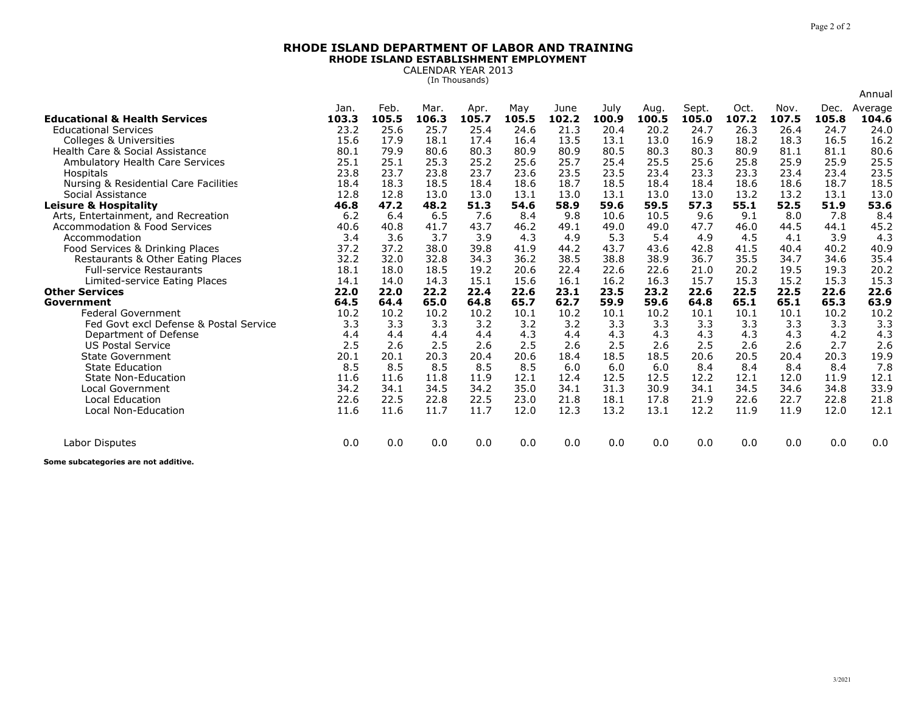# RHODE ISLAND DEPARTMENT OF LABOR AND TRAINING

## RHODE ISLAND ESTABLISHMENT EMPLOYMENT

CALENDAR YEAR 2013

(In Thousands)

| | Jan. | Feb. | Mar. | Apr. | May | June | July | Aug. | Sept. | Oct. | Nov. | Dec. | Annual Average |
|---|---|---|---|---|---|---|---|---|---|---|---|---|---|
| **Educational & Health Services** | **103.3** | **105.5** | **106.3** | **105.7** | **105.5** | **102.2** | **100.9** | **100.5** | **105.0** | **107.2** | **107.5** | **105.8** | **104.6** |
| Educational Services | 23.2 | 25.6 | 25.7 | 25.4 | 24.6 | 21.3 | 20.4 | 20.2 | 24.7 | 26.3 | 26.4 | 24.7 | 24.0 |
| Colleges & Universities | 15.6 | 17.9 | 18.1 | 17.4 | 16.4 | 13.5 | 13.1 | 13.0 | 16.9 | 18.2 | 18.3 | 16.5 | 16.2 |
| Health Care & Social Assistance | 80.1 | 79.9 | 80.6 | 80.3 | 80.9 | 80.9 | 80.5 | 80.3 | 80.3 | 80.9 | 81.1 | 81.1 | 80.6 |
| Ambulatory Health Care Services | 25.1 | 25.1 | 25.3 | 25.2 | 25.6 | 25.7 | 25.4 | 25.5 | 25.6 | 25.8 | 25.9 | 25.9 | 25.5 |
| Hospitals | 23.8 | 23.7 | 23.8 | 23.7 | 23.6 | 23.5 | 23.5 | 23.4 | 23.3 | 23.3 | 23.4 | 23.4 | 23.5 |
| Nursing & Residential Care Facilities | 18.4 | 18.3 | 18.5 | 18.4 | 18.6 | 18.7 | 18.5 | 18.4 | 18.4 | 18.6 | 18.6 | 18.7 | 18.5 |
| Social Assistance | 12.8 | 12.8 | 13.0 | 13.0 | 13.1 | 13.0 | 13.1 | 13.0 | 13.0 | 13.2 | 13.2 | 13.1 | 13.0 |
| **Leisure & Hospitality** | **46.8** | **47.2** | **48.2** | **51.3** | **54.6** | **58.9** | **59.6** | **59.5** | **57.3** | **55.1** | **52.5** | **51.9** | **53.6** |
| Arts, Entertainment, and Recreation | 6.2 | 6.4 | 6.5 | 7.6 | 8.4 | 9.8 | 10.6 | 10.5 | 9.6 | 9.1 | 8.0 | 7.8 | 8.4 |
| Accommodation & Food Services | 40.6 | 40.8 | 41.7 | 43.7 | 46.2 | 49.1 | 49.0 | 49.0 | 47.7 | 46.0 | 44.5 | 44.1 | 45.2 |
| Accommodation | 3.4 | 3.6 | 3.7 | 3.9 | 4.3 | 4.9 | 5.3 | 5.4 | 4.9 | 4.5 | 4.1 | 3.9 | 4.3 |
| Food Services & Drinking Places | 37.2 | 37.2 | 38.0 | 39.8 | 41.9 | 44.2 | 43.7 | 43.6 | 42.8 | 41.5 | 40.4 | 40.2 | 40.9 |
| Restaurants & Other Eating Places | 32.2 | 32.0 | 32.8 | 34.3 | 36.2 | 38.5 | 38.8 | 38.9 | 36.7 | 35.5 | 34.7 | 34.6 | 35.4 |
| Full-service Restaurants | 18.1 | 18.0 | 18.5 | 19.2 | 20.6 | 22.4 | 22.6 | 22.6 | 21.0 | 20.2 | 19.5 | 19.3 | 20.2 |
| Limited-service Eating Places | 14.1 | 14.0 | 14.3 | 15.1 | 15.6 | 16.1 | 16.2 | 16.3 | 15.7 | 15.3 | 15.2 | 15.3 | 15.3 |
| **Other Services** | **22.0** | **22.0** | **22.2** | **22.4** | **22.6** | **23.1** | **23.5** | **23.2** | **22.6** | **22.5** | **22.5** | **22.6** | **22.6** |
| **Government** | **64.5** | **64.4** | **65.0** | **64.8** | **65.7** | **62.7** | **59.9** | **59.6** | **64.8** | **65.1** | **65.1** | **65.3** | **63.9** |
| Federal Government | 10.2 | 10.2 | 10.2 | 10.2 | 10.1 | 10.2 | 10.1 | 10.2 | 10.1 | 10.1 | 10.1 | 10.2 | 10.2 |
| Fed Govt excl Defense & Postal Service | 3.3 | 3.3 | 3.3 | 3.2 | 3.2 | 3.2 | 3.3 | 3.3 | 3.3 | 3.3 | 3.3 | 3.3 | 3.3 |
| Department of Defense | 4.4 | 4.4 | 4.4 | 4.4 | 4.3 | 4.4 | 4.3 | 4.3 | 4.3 | 4.3 | 4.3 | 4.2 | 4.3 |
| US Postal Service | 2.5 | 2.6 | 2.5 | 2.6 | 2.5 | 2.6 | 2.5 | 2.6 | 2.5 | 2.6 | 2.6 | 2.7 | 2.6 |
| State Government | 20.1 | 20.1 | 20.3 | 20.4 | 20.6 | 18.4 | 18.5 | 18.5 | 20.6 | 20.5 | 20.4 | 20.3 | 19.9 |
| State Education | 8.5 | 8.5 | 8.5 | 8.5 | 8.5 | 6.0 | 6.0 | 6.0 | 8.4 | 8.4 | 8.4 | 8.4 | 7.8 |
| State Non-Education | 11.6 | 11.6 | 11.8 | 11.9 | 12.1 | 12.4 | 12.5 | 12.5 | 12.2 | 12.1 | 12.0 | 11.9 | 12.1 |
| Local Government | 34.2 | 34.1 | 34.5 | 34.2 | 35.0 | 34.1 | 31.3 | 30.9 | 34.1 | 34.5 | 34.6 | 34.8 | 33.9 |
| Local Education | 22.6 | 22.5 | 22.8 | 22.5 | 23.0 | 21.8 | 18.1 | 17.8 | 21.9 | 22.6 | 22.7 | 22.8 | 21.8 |
| Local Non-Education | 11.6 | 11.6 | 11.7 | 11.7 | 12.0 | 12.3 | 13.2 | 13.1 | 12.2 | 11.9 | 11.9 | 12.0 | 12.1 |
| Labor Disputes | 0.0 | 0.0 | 0.0 | 0.0 | 0.0 | 0.0 | 0.0 | 0.0 | 0.0 | 0.0 | 0.0 | 0.0 | 0.0 |

**Some subcategories are not additive.**

3/2021